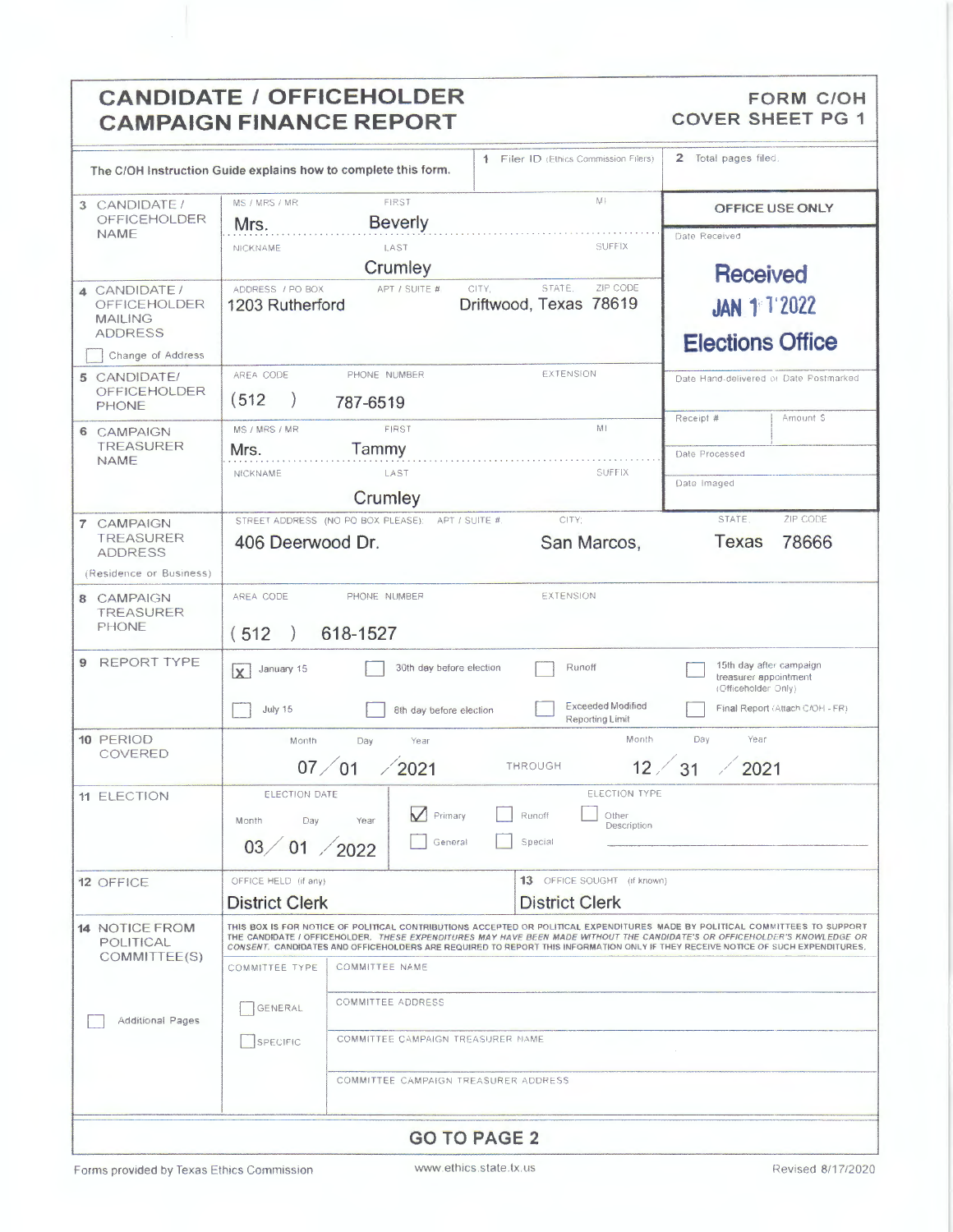# CANDIDATE / OFFICEHOLDER CAMPAIGN FINANCE REPORT

**FORM C/OH COVER SHEET PG 1**

The C/OH Instruction Guide explains how to complete this form.

| Field | Information |
|---|---|
| 1 Filer ID (Ethics Commission Filers) | |
| 2 Total pages filed | |
| 3 CANDIDATE / OFFICEHOLDER NAME | MS / MRS / MR: Mrs. FIRST: Beverly MI: NICKNAME: LAST: Crumley SUFFIX: |
| 4 CANDIDATE / OFFICEHOLDER MAILING ADDRESS | ADDRESS / PO BOX: 1203 Rutherford APT / SUITE #: CITY; STATE; ZIP CODE: Driftwood, Texas 78619 |
| ☐ Change of Address | |
| 5 CANDIDATE/ OFFICEHOLDER PHONE | AREA CODE: (512) PHONE NUMBER: 787-6519 EXTENSION: |
| 6 CAMPAIGN TREASURER NAME | MS / MRS / MR: Mrs. FIRST: Tammy MI: NICKNAME: LAST: Crumley SUFFIX: |
| 7 CAMPAIGN TREASURER ADDRESS (Residence or Business) | STREET ADDRESS (NO PO BOX PLEASE): 406 Deerwood Dr. APT / SUITE #: CITY: San Marcos, STATE: Texas ZIP CODE: 78666 |
| 8 CAMPAIGN TREASURER PHONE | AREA CODE: (512) PHONE NUMBER: 618-1527 EXTENSION: |

**OFFICE USE ONLY**

Date Received: Received JAN 11 2022 Elections Office

Date Hand-delivered or Date Postmarked:

Receipt #: Amount $:

Date Processed:

Date Imaged:

**9 REPORT TYPE**

- [x] January 15
- [ ] 30th day before election
- [ ] Runoff
- [ ] 15th day after campaign treasurer appointment (Officeholder Only)
- [ ] July 15
- [ ] 8th day before election
- [ ] Exceeded Modified Reporting Limit
- [ ] Final Report (Attach C/OH - FR)

**10 PERIOD COVERED**

Month / Day / Year: 07 / 01 / 2021 THROUGH Month / Day / Year: 12 / 31 / 2021

**11 ELECTION**

ELECTION DATE: Month / Day / Year: 03 / 01 / 2022

ELECTION TYPE:

- [x] Primary
- [ ] Runoff
- [ ] Other Description
- [ ] General
- [ ] Special

**12 OFFICE**

OFFICE HELD (if any): District Clerk

**13** OFFICE SOUGHT (if known): District Clerk

**14 NOTICE FROM POLITICAL COMMITTEE(S)**

THIS BOX IS FOR NOTICE OF POLITICAL CONTRIBUTIONS ACCEPTED OR POLITICAL EXPENDITURES MADE BY POLITICAL COMMITTEES TO SUPPORT THE CANDIDATE / OFFICEHOLDER. *THESE EXPENDITURES MAY HAVE BEEN MADE WITHOUT THE CANDIDATE'S OR OFFICEHOLDER'S KNOWLEDGE OR CONSENT.* CANDIDATES AND OFFICEHOLDERS ARE REQUIRED TO REPORT THIS INFORMATION ONLY IF THEY RECEIVE NOTICE OF SUCH EXPENDITURES.

☐ Additional Pages

| COMMITTEE TYPE | |
|---|---|
| ☐ GENERAL | COMMITTEE NAME: |
| ☐ SPECIFIC | COMMITTEE ADDRESS: |
| | COMMITTEE CAMPAIGN TREASURER NAME: |
| | COMMITTEE CAMPAIGN TREASURER ADDRESS: |

**GO TO PAGE 2**

Forms provided by Texas Ethics Commission www.ethics.state.tx.us Revised 8/17/2020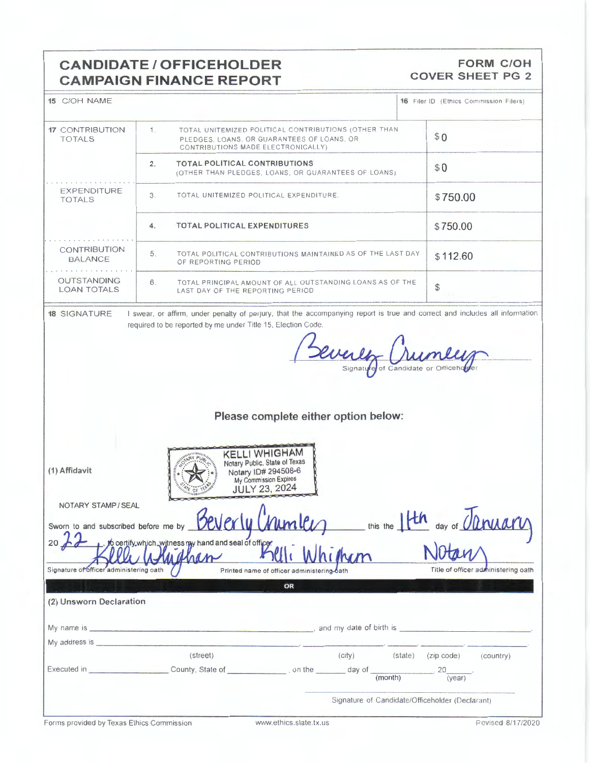# CANDIDATE / OFFICEHOLDER CAMPAIGN FINANCE REPORT

**FORM C/OH COVER SHEET PG 2**

| 15 C/OH NAME | 16 Filer ID (Ethics Commission Filers) |
|---|---|
| | |

| | | | |
|---|---|---|---|
| **17** CONTRIBUTION TOTALS | 1. | TOTAL UNITEMIZED POLITICAL CONTRIBUTIONS (OTHER THAN PLEDGES, LOANS, OR GUARANTEES OF LOANS, OR CONTRIBUTIONS MADE ELECTRONICALLY) | $0 |
| | 2. | **TOTAL POLITICAL CONTRIBUTIONS** (OTHER THAN PLEDGES, LOANS, OR GUARANTEES OF LOANS) | $0 |
| EXPENDITURE TOTALS | 3. | TOTAL UNITEMIZED POLITICAL EXPENDITURE. | $750.00 |
| | 4. | **TOTAL POLITICAL EXPENDITURES** | $750.00 |
| CONTRIBUTION BALANCE | 5. | TOTAL POLITICAL CONTRIBUTIONS MAINTAINED AS OF THE LAST DAY OF REPORTING PERIOD | $112.60 |
| OUTSTANDING LOAN TOTALS | 6. | TOTAL PRINCIPAL AMOUNT OF ALL OUTSTANDING LOANS AS OF THE LAST DAY OF THE REPORTING PERIOD | $ |

**18 SIGNATURE** I swear, or affirm, under penalty of perjury, that the accompanying report is true and correct and includes all information required to be reported by me under Title 15, Election Code.

Beverly Crumley

Signature of Candidate or Officeholder

**Please complete either option below:**

**(1) Affidavit**

KELLI WHIGHAM
Notary Public, State of Texas
Notary ID# 294508-6
My Commission Expires
JULY 23, 2024

NOTARY STAMP / SEAL

Sworn to and subscribed before me by Beverly Crumley this the 11th day of January 20 22, to certify which, witness my hand and seal of office.

Kelli Whigham — Signature of officer administering oath

Kelli Whigham — Printed name of officer administering oath

Notary — Title of officer administering oath

**OR**

**(2) Unsworn Declaration**

My name is ______________________, and my date of birth is ______________________.

My address is ______________________ (street), ____________ (city), ______ (state), ______ (zip code), ______ (country)

Executed in ______________ County, State of ______________, on the ______ day of ______________ (month), 20______ (year).

Signature of Candidate/Officeholder (Declarant)

Forms provided by Texas Ethics Commission www.ethics.state.tx.us Revised 8/17/2020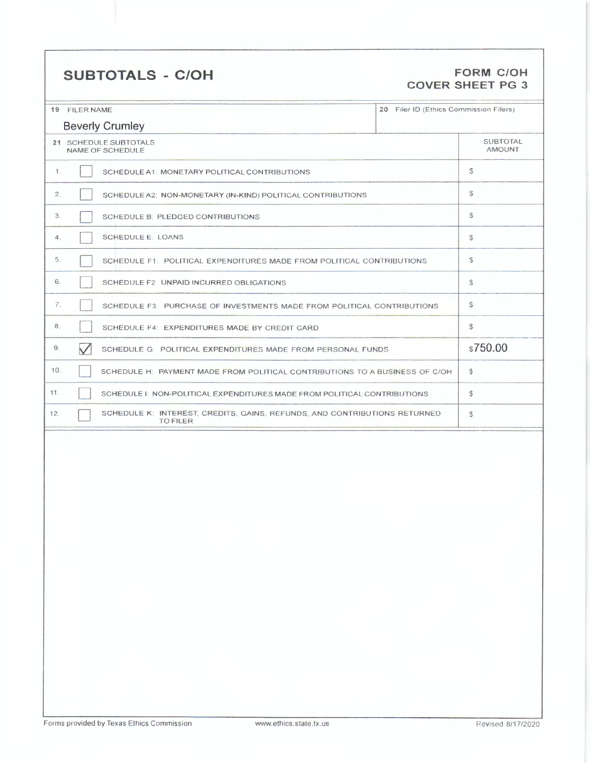# SUBTOTALS - C/OH

**FORM C/OH**
**COVER SHEET PG 3**

| 19 FILER NAME | 20 Filer ID (Ethics Commission Filers) |
|---|---|
| Beverly Crumley | |

| | | 21 SCHEDULE SUBTOTALS NAME OF SCHEDULE | SUBTOTAL AMOUNT |
|---|---|---|---|
| 1. | ☐ | SCHEDULE A1: MONETARY POLITICAL CONTRIBUTIONS | $ |
| 2. | ☐ | SCHEDULE A2: NON-MONETARY (IN-KIND) POLITICAL CONTRIBUTIONS | $ |
| 3. | ☐ | SCHEDULE B: PLEDGED CONTRIBUTIONS | $ |
| 4. | ☐ | SCHEDULE E: LOANS | $ |
| 5. | ☐ | SCHEDULE F1: POLITICAL EXPENDITURES MADE FROM POLITICAL CONTRIBUTIONS | $ |
| 6. | ☐ | SCHEDULE F2: UNPAID INCURRED OBLIGATIONS | $ |
| 7. | ☐ | SCHEDULE F3: PURCHASE OF INVESTMENTS MADE FROM POLITICAL CONTRIBUTIONS | $ |
| 8. | ☐ | SCHEDULE F4: EXPENDITURES MADE BY CREDIT CARD | $ |
| 9. | ☑ | SCHEDULE G: POLITICAL EXPENDITURES MADE FROM PERSONAL FUNDS | $750.00 |
| 10. | ☐ | SCHEDULE H: PAYMENT MADE FROM POLITICAL CONTRIBUTIONS TO A BUSINESS OF C/OH | $ |
| 11. | ☐ | SCHEDULE I: NON-POLITICAL EXPENDITURES MADE FROM POLITICAL CONTRIBUTIONS | $ |
| 12. | ☐ | SCHEDULE K: INTEREST, CREDITS, GAINS, REFUNDS, AND CONTRIBUTIONS RETURNED TO FILER | $ |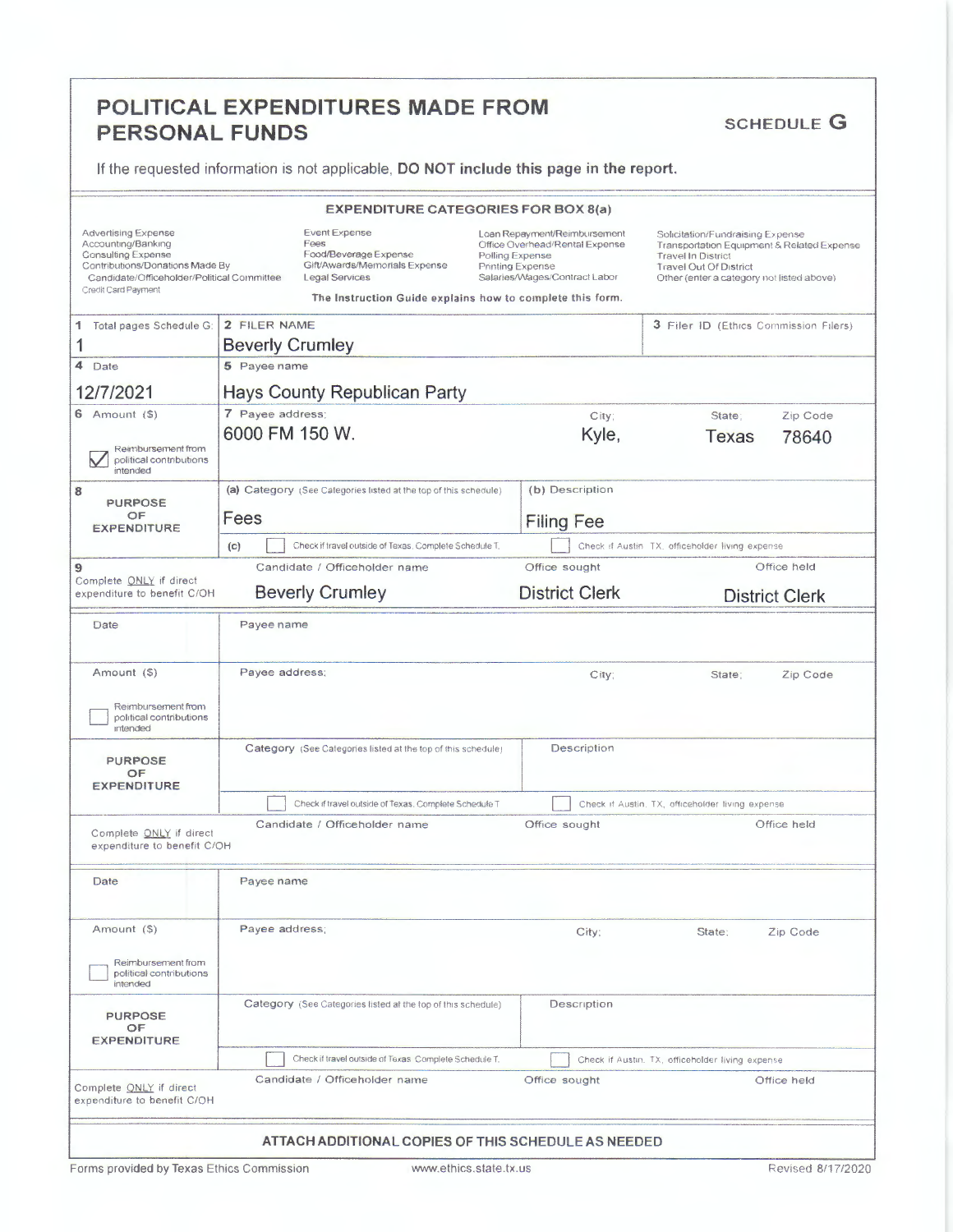# POLITICAL EXPENDITURES MADE FROM PERSONAL FUNDS

**SCHEDULE G**

If the requested information is not applicable, **DO NOT include this page in the report.**

## EXPENDITURE CATEGORIES FOR BOX 8(a)

| | | | |
|---|---|---|---|
| Advertising Expense | Event Expense | Loan Repayment/Reimbursement | Solicitation/Fundraising Expense |
| Accounting/Banking | Fees | Office Overhead/Rental Expense | Transportation Equipment & Related Expense |
| Consulting Expense | Food/Beverage Expense | Polling Expense | Travel In District |
| Contributions/Donations Made By Candidate/Officeholder/Political Committee | Gift/Awards/Memorials Expense | Printing Expense | Travel Out Of District |
| Credit Card Payment | Legal Services | Salaries/Wages/Contract Labor | Other (enter a category not listed above) |

The Instruction Guide explains how to complete this form.

| | | |
|---|---|---|
| 1 Total pages Schedule G: 1 | 2 FILER NAME: Beverly Crumley | 3 Filer ID (Ethics Commission Filers) |

| | |
|---|---|
| 4 Date | 12/7/2021 |
| 5 Payee name | Hays County Republican Party |
| 6 Amount ($) | |
| Reimbursement from political contributions intended | ☑ |
| 7 Payee address; City; State; Zip Code | 6000 FM 150 W., Kyle, Texas 78640 |
| 8 PURPOSE OF EXPENDITURE — (a) Category (See Categories listed at the top of this schedule) | Fees |
| (b) Description | Filing Fee |
| (c) Check if travel outside of Texas. Complete Schedule T. | ☐ |
| Check if Austin, TX, officeholder living expense | ☐ |
| 9 Complete ONLY if direct expenditure to benefit C/OH — Candidate / Officeholder name | Beverly Crumley |
| Office sought | District Clerk |
| Office held | District Clerk |

| | |
|---|---|
| Date | |
| Payee name | |
| Amount ($) | |
| Reimbursement from political contributions intended | ☐ |
| Payee address; City; State; Zip Code | |
| PURPOSE OF EXPENDITURE — Category (See Categories listed at the top of this schedule) | |
| Description | |
| Check if travel outside of Texas. Complete Schedule T. | ☐ |
| Check if Austin, TX, officeholder living expense | ☐ |
| Complete ONLY if direct expenditure to benefit C/OH — Candidate / Officeholder name | |
| Office sought | |
| Office held | |

| | |
|---|---|
| Date | |
| Payee name | |
| Amount ($) | |
| Reimbursement from political contributions intended | ☐ |
| Payee address; City; State; Zip Code | |
| PURPOSE OF EXPENDITURE — Category (See Categories listed at the top of this schedule) | |
| Description | |
| Check if travel outside of Texas. Complete Schedule T. | ☐ |
| Check if Austin, TX, officeholder living expense | ☐ |
| Complete ONLY if direct expenditure to benefit C/OH — Candidate / Officeholder name | |
| Office sought | |
| Office held | |

**ATTACH ADDITIONAL COPIES OF THIS SCHEDULE AS NEEDED**

Forms provided by Texas Ethics Commission www.ethics.state.tx.us Revised 8/17/2020